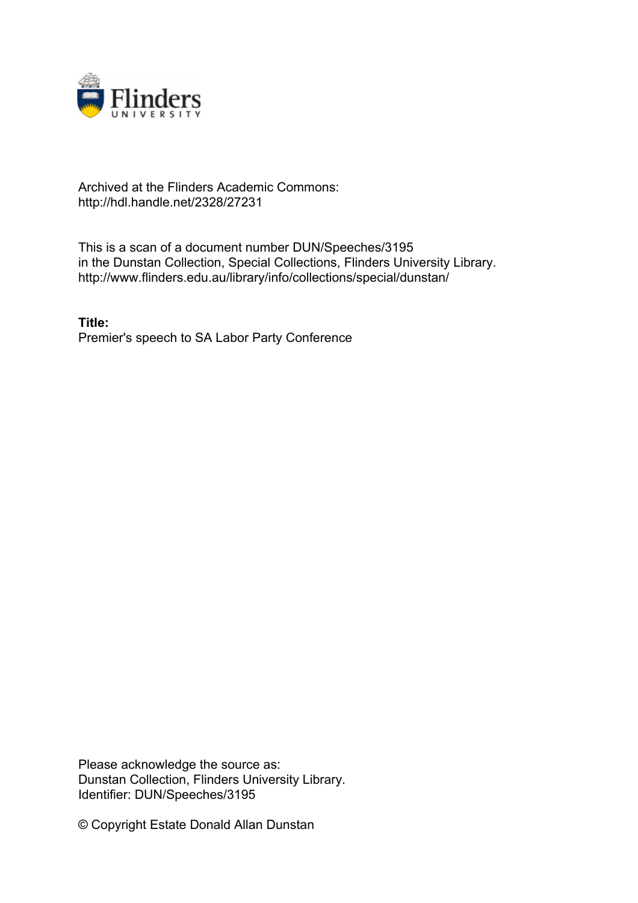Archived at the Flinders Academic Commons:
http://hdl.handle.net/2328/27231

This is a scan of a document number DUN/Speeches/3195
in the Dunstan Collection, Special Collections, Flinders University Library.
http://www.flinders.edu.au/library/info/collections/special/dunstan/

**Title:**
Premier's speech to SA Labor Party Conference

Please acknowledge the source as:
Dunstan Collection, Flinders University Library.
Identifier: DUN/Speeches/3195

© Copyright Estate Donald Allan Dunstan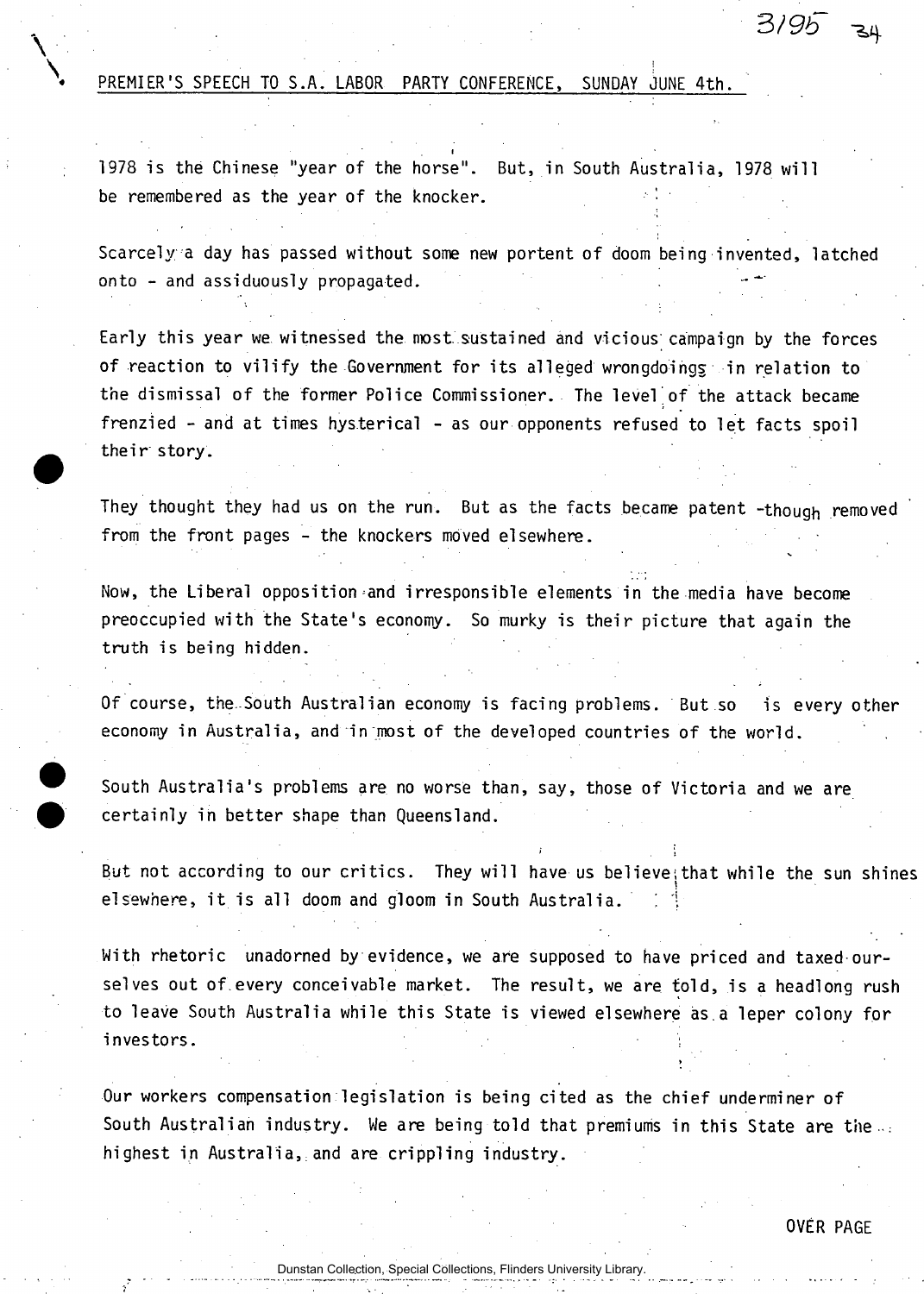PREMIER'S SPEECH TO S.A. LABOR PARTY CONFERENCE, SUNDAY JUNE 4th.

1978 is the Chinese "year of the horse". But, in South Australia, 1978 will be remembered as the year of the knocker.

Scarcely a day has passed without some new portent of doom being invented, latched onto - and assiduously propagated.

Early this year we witnessed the most sustained and vicious campaign by the forces of reaction to vilify the Government for its alleged wrongdoings in relation to the dismissal of the former Police Commissioner. The level of the attack became frenzied - and at times hysterical - as our opponents refused to let facts spoil their story.

They thought they had us on the run. But as the facts became patent -though removed from the front pages - the knockers moved elsewhere.

Now, the Liberal opposition and irresponsible elements in the media have become preoccupied with the State's economy. So murky is their picture that again the truth is being hidden.

Of course, the South Australian economy is facing problems. But so is every other economy in Australia, and in most of the developed countries of the world.

South Australia's problems are no worse than, say, those of Victoria and we are certainly in better shape than Queensland.

But not according to our critics. They will have us believe that while the sun shines elsewhere, it is all doom and gloom in South Australia.

With rhetoric unadorned by evidence, we are supposed to have priced and taxed ourselves out of every conceivable market. The result, we are told, is a headlong rush to leave South Australia while this State is viewed elsewhere as a leper colony for investors.

Our workers compensation legislation is being cited as the chief underminer of South Australian industry. We are being told that premiums in this State are the highest in Australia, and are crippling industry.

OVER PAGE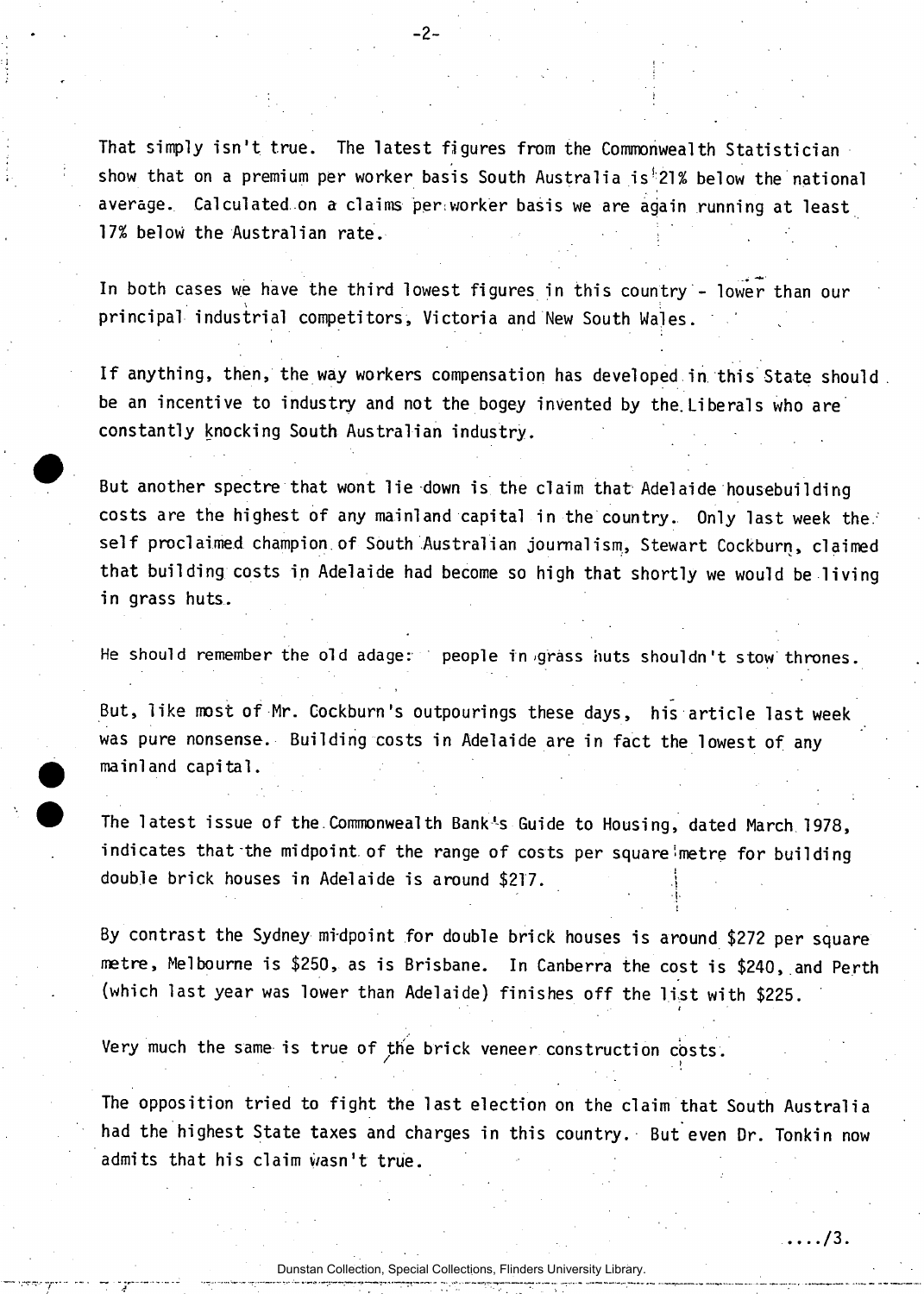That simply isn't true. The latest figures from the Commonwealth Statistician show that on a premium per worker basis South Australia is 21% below the national average. Calculated on a claims per worker basis we are again running at least 17% below the Australian rate.

In both cases we have the third lowest figures in this country - lower than our principal industrial competitors, Victoria and New South Wales.

If anything, then, the way workers compensation has developed in this State should be an incentive to industry and not the bogey invented by the Liberals who are constantly knocking South Australian industry.

But another spectre that wont lie down is the claim that Adelaide housebuilding costs are the highest of any mainland capital in the country. Only last week the self proclaimed champion of South Australian journalism, Stewart Cockburn, claimed that building costs in Adelaide had become so high that shortly we would be living in grass huts.

He should remember the old adage: people in grass huts shouldn't stow thrones.

But, like most of Mr. Cockburn's outpourings these days, his article last week was pure nonsense. Building costs in Adelaide are in fact the lowest of any mainland capital.

The latest issue of the Commonwealth Bank's Guide to Housing, dated March 1978, indicates that the midpoint of the range of costs per square metre for building double brick houses in Adelaide is around $217.

By contrast the Sydney midpoint for double brick houses is around $272 per square metre, Melbourne is $250, as is Brisbane. In Canberra the cost is $240, and Perth (which last year was lower than Adelaide) finishes off the list with $225.

Very much the same is true of the brick veneer construction costs.

The opposition tried to fight the last election on the claim that South Australia had the highest State taxes and charges in this country. But even Dr. Tonkin now admits that his claim wasn't true.

..../3.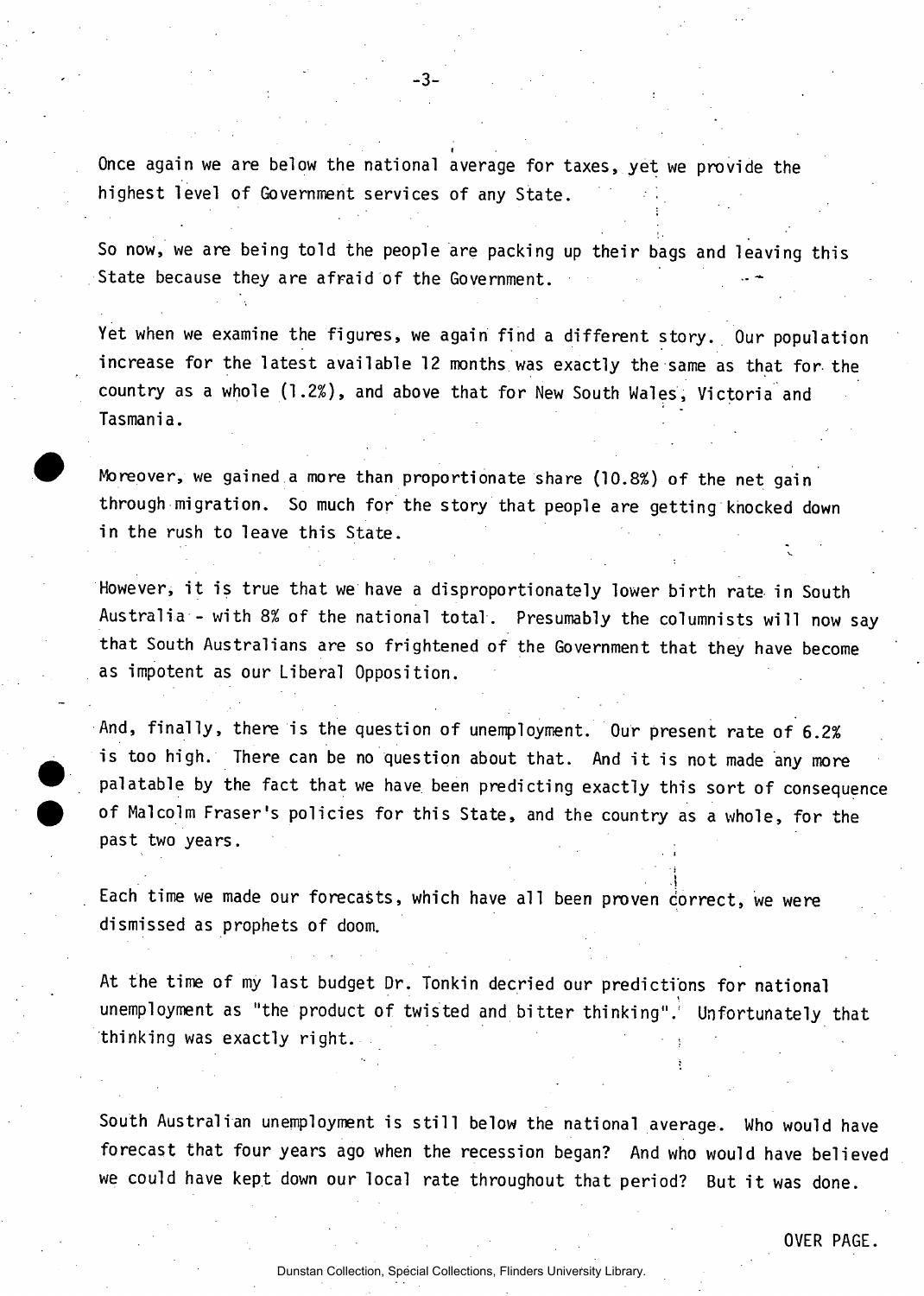Once again we are below the national average for taxes, yet we provide the highest level of Government services of any State.

So now, we are being told the people are packing up their bags and leaving this State because they are afraid of the Government.

Yet when we examine the figures, we again find a different story. Our population increase for the latest available 12 months was exactly the same as that for the country as a whole (1.2%), and above that for New South Wales, Victoria and Tasmania.

Moreover, we gained a more than proportionate share (10.8%) of the net gain through migration. So much for the story that people are getting knocked down in the rush to leave this State.

However, it is true that we have a disproportionately lower birth rate in South Australia - with 8% of the national total. Presumably the columnists will now say that South Australians are so frightened of the Government that they have become as impotent as our Liberal Opposition.

And, finally, there is the question of unemployment. Our present rate of 6.2% is too high. There can be no question about that. And it is not made any more palatable by the fact that we have been predicting exactly this sort of consequence of Malcolm Fraser's policies for this State, and the country as a whole, for the past two years.

Each time we made our forecasts, which have all been proven correct, we were dismissed as prophets of doom.

At the time of my last budget Dr. Tonkin decried our predictions for national unemployment as "the product of twisted and bitter thinking". Unfortunately that thinking was exactly right.

South Australian unemployment is still below the national average. Who would have forecast that four years ago when the recession began? And who would have believed we could have kept down our local rate throughout that period? But it was done.

OVER PAGE.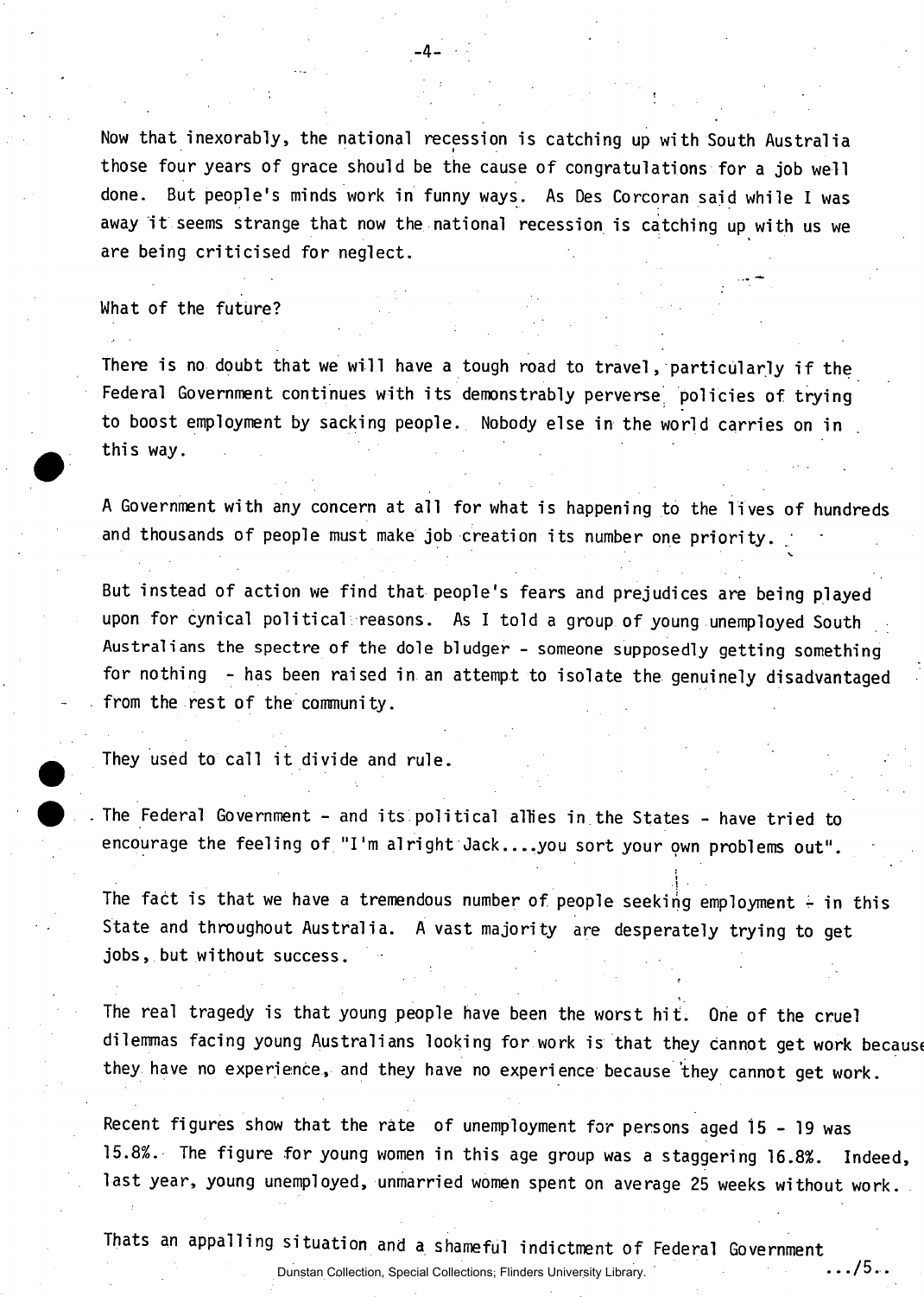Now that inexorably, the national recession is catching up with South Australia those four years of grace should be the cause of congratulations for a job well done. But people's minds work in funny ways. As Des Corcoran said while I was away it seems strange that now the national recession is catching up with us we are being criticised for neglect.

What of the future?

There is no doubt that we will have a tough road to travel, particularly if the Federal Government continues with its demonstrably perverse policies of trying to boost employment by sacking people. Nobody else in the world carries on in this way.

A Government with any concern at all for what is happening to the lives of hundreds and thousands of people must make job creation its number one priority.

But instead of action we find that people's fears and prejudices are being played upon for cynical political reasons. As I told a group of young unemployed South Australians the spectre of the dole bludger - someone supposedly getting something for nothing - has been raised in an attempt to isolate the genuinely disadvantaged from the rest of the community.

They used to call it divide and rule.

The Federal Government - and its political allies in the States - have tried to encourage the feeling of "I'm alright Jack....you sort your own problems out".

The fact is that we have a tremendous number of people seeking employment - in this State and throughout Australia. A vast majority are desperately trying to get jobs, but without success.

The real tragedy is that young people have been the worst hit. One of the cruel dilemmas facing young Australians looking for work is that they cannot get work because they have no experience, and they have no experience because they cannot get work.

Recent figures show that the rate of unemployment for persons aged 15 - 19 was 15.8%. The figure for young women in this age group was a staggering 16.8%. Indeed, last year, young unemployed, unmarried women spent on average 25 weeks without work.

Thats an appalling situation and a shameful indictment of Federal Government

.../5..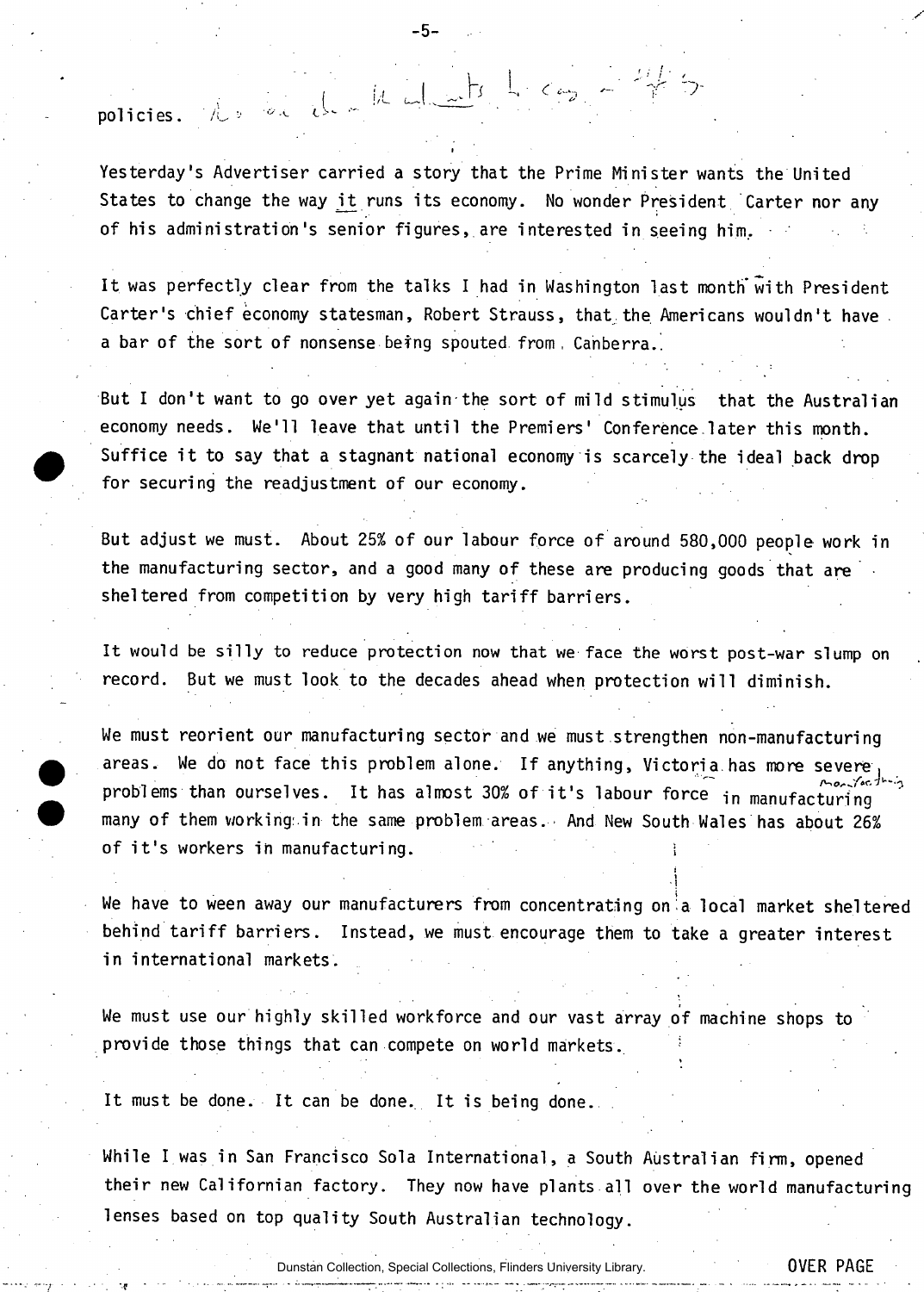policies.

Yesterday's Advertiser carried a story that the Prime Minister wants the United States to change the way it runs its economy. No wonder President Carter nor any of his administration's senior figures, are interested in seeing him.

It was perfectly clear from the talks I had in Washington last month with President Carter's chief economy statesman, Robert Strauss, that the Americans wouldn't have a bar of the sort of nonsense being spouted from Canberra.

But I don't want to go over yet again the sort of mild stimulus that the Australian economy needs. We'll leave that until the Premiers' Conference later this month. Suffice it to say that a stagnant national economy is scarcely the ideal back drop for securing the readjustment of our economy.

But adjust we must. About 25% of our labour force of around 580,000 people work in the manufacturing sector, and a good many of these are producing goods that are sheltered from competition by very high tariff barriers.

It would be silly to reduce protection now that we face the worst post-war slump on record. But we must look to the decades ahead when protection will diminish.

We must reorient our manufacturing sector and we must strengthen non-manufacturing areas. We do not face this problem alone. If anything, Victoria has more severe manufacturing problems than ourselves. It has almost 30% of it's labour force in manufacturing many of them working in the same problem areas. And New South Wales has about 26% of it's workers in manufacturing.

We have to ween away our manufacturers from concentrating on a local market sheltered behind tariff barriers. Instead, we must encourage them to take a greater interest in international markets.

We must use our highly skilled workforce and our vast array of machine shops to provide those things that can compete on world markets.

It must be done. It can be done. It is being done.

While I was in San Francisco Sola International, a South Australian firm, opened their new Californian factory. They now have plants all over the world manufacturing lenses based on top quality South Australian technology.

OVER PAGE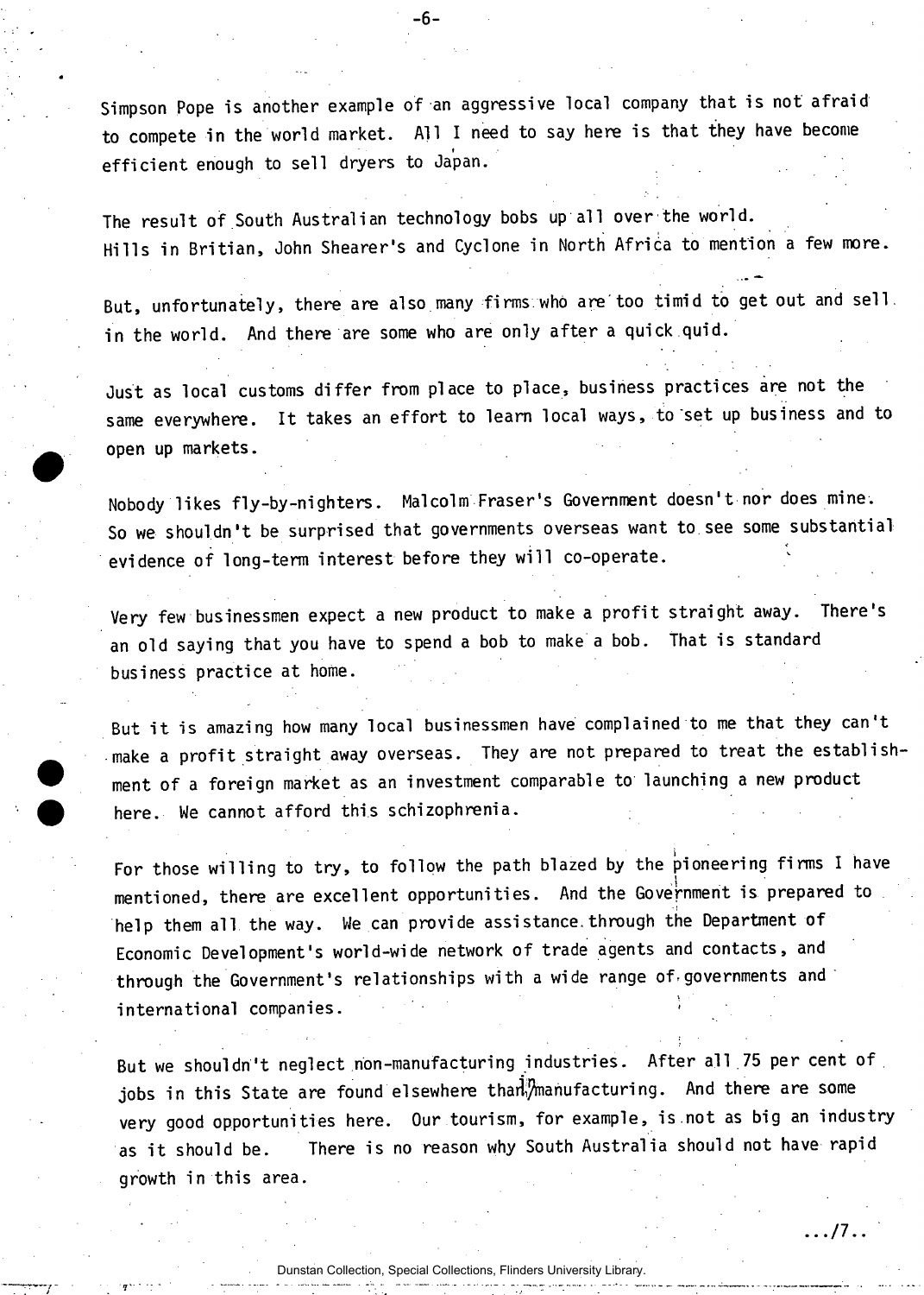Simpson Pope is another example of an aggressive local company that is not afraid to compete in the world market. All I need to say here is that they have become efficient enough to sell dryers to Japan.

The result of South Australian technology bobs up all over the world. Hills in Britian, John Shearer's and Cyclone in North Africa to mention a few more.

But, unfortunately, there are also many firms who are too timid to get out and sell in the world. And there are some who are only after a quick quid.

Just as local customs differ from place to place, business practices are not the same everywhere. It takes an effort to learn local ways, to set up business and to open up markets.

Nobody likes fly-by-nighters. Malcolm Fraser's Government doesn't nor does mine. So we shouldn't be surprised that governments overseas want to see some substantial evidence of long-term interest before they will co-operate.

Very few businessmen expect a new product to make a profit straight away. There's an old saying that you have to spend a bob to make a bob. That is standard business practice at home.

But it is amazing how many local businessmen have complained to me that they can't make a profit straight away overseas. They are not prepared to treat the establishment of a foreign market as an investment comparable to launching a new product here. We cannot afford this schizophrenia.

For those willing to try, to follow the path blazed by the pioneering firms I have mentioned, there are excellent opportunities. And the Government is prepared to help them all the way. We can provide assistance through the Department of Economic Development's world-wide network of trade agents and contacts, and through the Government's relationships with a wide range of governments and international companies.

But we shouldn't neglect non-manufacturing industries. After all 75 per cent of jobs in this State are found elsewhere than in manufacturing. And there are some very good opportunities here. Our tourism, for example, is not as big an industry as it should be. There is no reason why South Australia should not have rapid growth in this area.

.../7..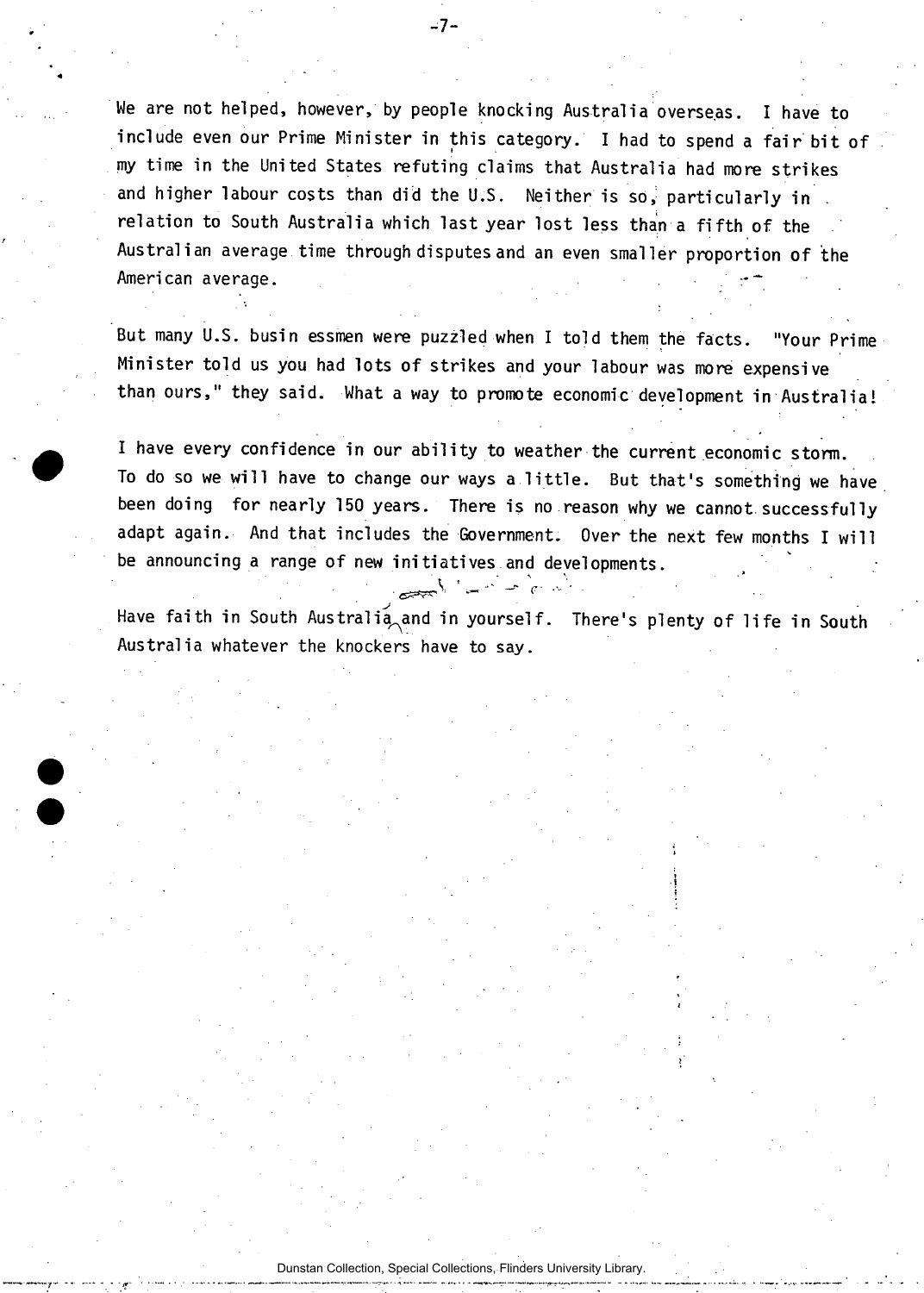We are not helped, however, by people knocking Australia overseas. I have to include even our Prime Minister in this category. I had to spend a fair bit of my time in the United States refuting claims that Australia had more strikes and higher labour costs than did the U.S. Neither is so, particularly in relation to South Australia which last year lost less than a fifth of the Australian average time through disputes and an even smaller proportion of the American average.

But many U.S. busin essmen were puzzled when I told them the facts. "Your Prime Minister told us you had lots of strikes and your labour was more expensive than ours," they said. What a way to promote economic development in Australia!

I have every confidence in our ability to weather the current economic storm. To do so we will have to change our ways a little. But that's something we have been doing for nearly 150 years. There is no reason why we cannot successfully adapt again. And that includes the Government. Over the next few months I will be announcing a range of new initiatives and developments.

Have faith in South Australia and in yourself. There's plenty of life in South Australia whatever the knockers have to say.

Dunstan Collection, Special Collections, Flinders University Library.